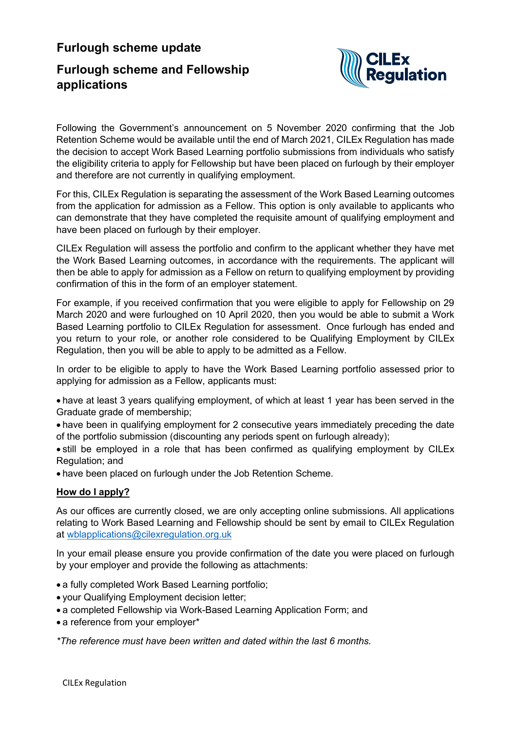# Furlough scheme update

## Furlough scheme and Fellowship applications

Following the Government's announcement on 5 November 2020 confirming that the Job Retention Scheme would be available until the end of March 2021, CILEx Regulation has made the decision to accept Work Based Learning portfolio submissions from individuals who satisfy the eligibility criteria to apply for Fellowship but have been placed on furlough by their employer and therefore are not currently in qualifying employment.

For this, CILEx Regulation is separating the assessment of the Work Based Learning outcomes from the application for admission as a Fellow. This option is only available to applicants who can demonstrate that they have completed the requisite amount of qualifying employment and have been placed on furlough by their employer.

CILEx Regulation will assess the portfolio and confirm to the applicant whether they have met the Work Based Learning outcomes, in accordance with the requirements. The applicant will then be able to apply for admission as a Fellow on return to qualifying employment by providing confirmation of this in the form of an employer statement.

For example, if you received confirmation that you were eligible to apply for Fellowship on 29 March 2020 and were furloughed on 10 April 2020, then you would be able to submit a Work Based Learning portfolio to CILEx Regulation for assessment. Once furlough has ended and you return to your role, or another role considered to be Qualifying Employment by CILEx Regulation, then you will be able to apply to be admitted as a Fellow.

In order to be eligible to apply to have the Work Based Learning portfolio assessed prior to applying for admission as a Fellow, applicants must:

- have at least 3 years qualifying employment, of which at least 1 year has been served in the Graduate grade of membership;
- have been in qualifying employment for 2 consecutive years immediately preceding the date of the portfolio submission (discounting any periods spent on furlough already);
- still be employed in a role that has been confirmed as qualifying employment by CILEx Regulation; and
- have been placed on furlough under the Job Retention Scheme.

**How do I apply?**

As our offices are currently closed, we are only accepting online submissions. All applications relating to Work Based Learning and Fellowship should be sent by email to CILEx Regulation at [wblapplications@cilexregulation.org.uk](mailto:wblapplications@cilexregulation.org.uk)

In your email please ensure you provide confirmation of the date you were placed on furlough by your employer and provide the following as attachments:

- a fully completed Work Based Learning portfolio;
- your Qualifying Employment decision letter;
- a completed Fellowship via Work-Based Learning Application Form; and
- a reference from your employer*

*\*The reference must have been written and dated within the last 6 months.*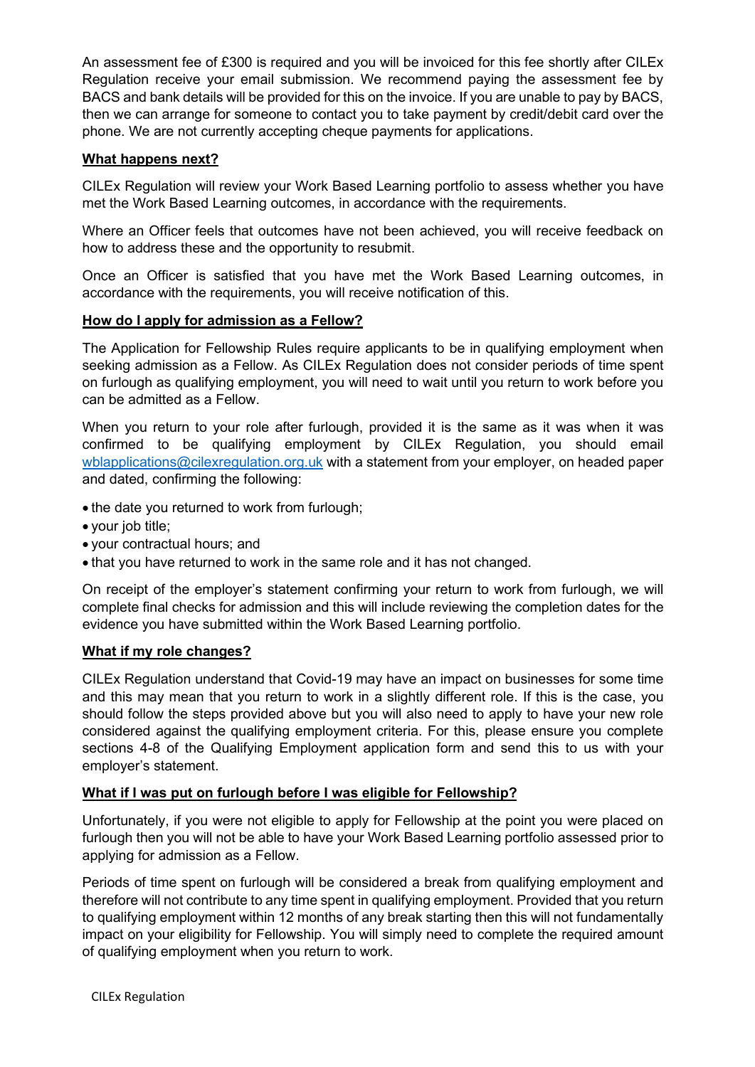An assessment fee of £300 is required and you will be invoiced for this fee shortly after CILEx Regulation receive your email submission. We recommend paying the assessment fee by BACS and bank details will be provided for this on the invoice. If you are unable to pay by BACS, then we can arrange for someone to contact you to take payment by credit/debit card over the phone. We are not currently accepting cheque payments for applications.

**<u>What happens next?</u>**

CILEx Regulation will review your Work Based Learning portfolio to assess whether you have met the Work Based Learning outcomes, in accordance with the requirements.

Where an Officer feels that outcomes have not been achieved, you will receive feedback on how to address these and the opportunity to resubmit.

Once an Officer is satisfied that you have met the Work Based Learning outcomes, in accordance with the requirements, you will receive notification of this.

**<u>How do I apply for admission as a Fellow?</u>**

The Application for Fellowship Rules require applicants to be in qualifying employment when seeking admission as a Fellow. As CILEx Regulation does not consider periods of time spent on furlough as qualifying employment, you will need to wait until you return to work before you can be admitted as a Fellow.

When you return to your role after furlough, provided it is the same as it was when it was confirmed to be qualifying employment by CILEx Regulation, you should email wblapplications@cilexregulation.org.uk with a statement from your employer, on headed paper and dated, confirming the following:

- the date you returned to work from furlough;
- your job title;
- your contractual hours; and
- that you have returned to work in the same role and it has not changed.

On receipt of the employer's statement confirming your return to work from furlough, we will complete final checks for admission and this will include reviewing the completion dates for the evidence you have submitted within the Work Based Learning portfolio.

**<u>What if my role changes?</u>**

CILEx Regulation understand that Covid-19 may have an impact on businesses for some time and this may mean that you return to work in a slightly different role. If this is the case, you should follow the steps provided above but you will also need to apply to have your new role considered against the qualifying employment criteria. For this, please ensure you complete sections 4-8 of the Qualifying Employment application form and send this to us with your employer's statement.

**<u>What if I was put on furlough before I was eligible for Fellowship?</u>**

Unfortunately, if you were not eligible to apply for Fellowship at the point you were placed on furlough then you will not be able to have your Work Based Learning portfolio assessed prior to applying for admission as a Fellow.

Periods of time spent on furlough will be considered a break from qualifying employment and therefore will not contribute to any time spent in qualifying employment. Provided that you return to qualifying employment within 12 months of any break starting then this will not fundamentally impact on your eligibility for Fellowship. You will simply need to complete the required amount of qualifying employment when you return to work.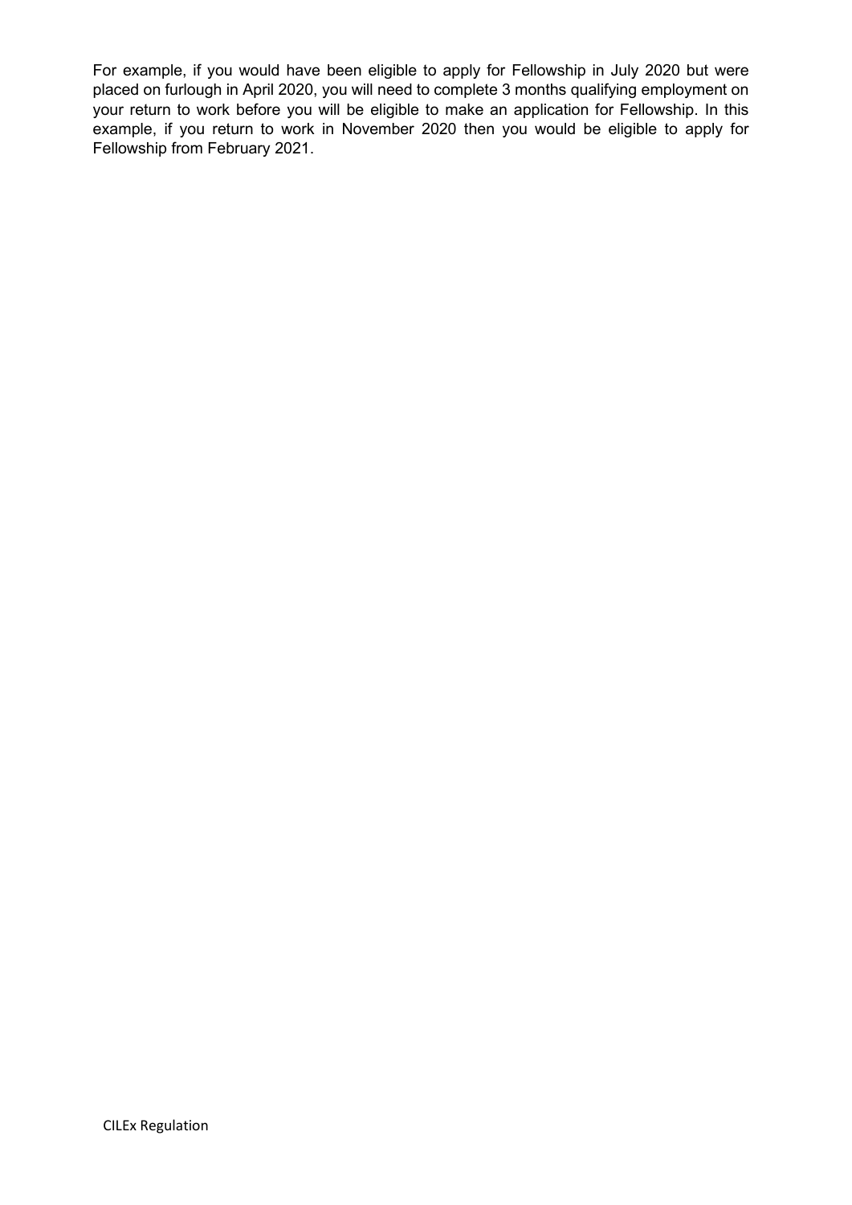For example, if you would have been eligible to apply for Fellowship in July 2020 but were placed on furlough in April 2020, you will need to complete 3 months qualifying employment on your return to work before you will be eligible to make an application for Fellowship. In this example, if you return to work in November 2020 then you would be eligible to apply for Fellowship from February 2021.